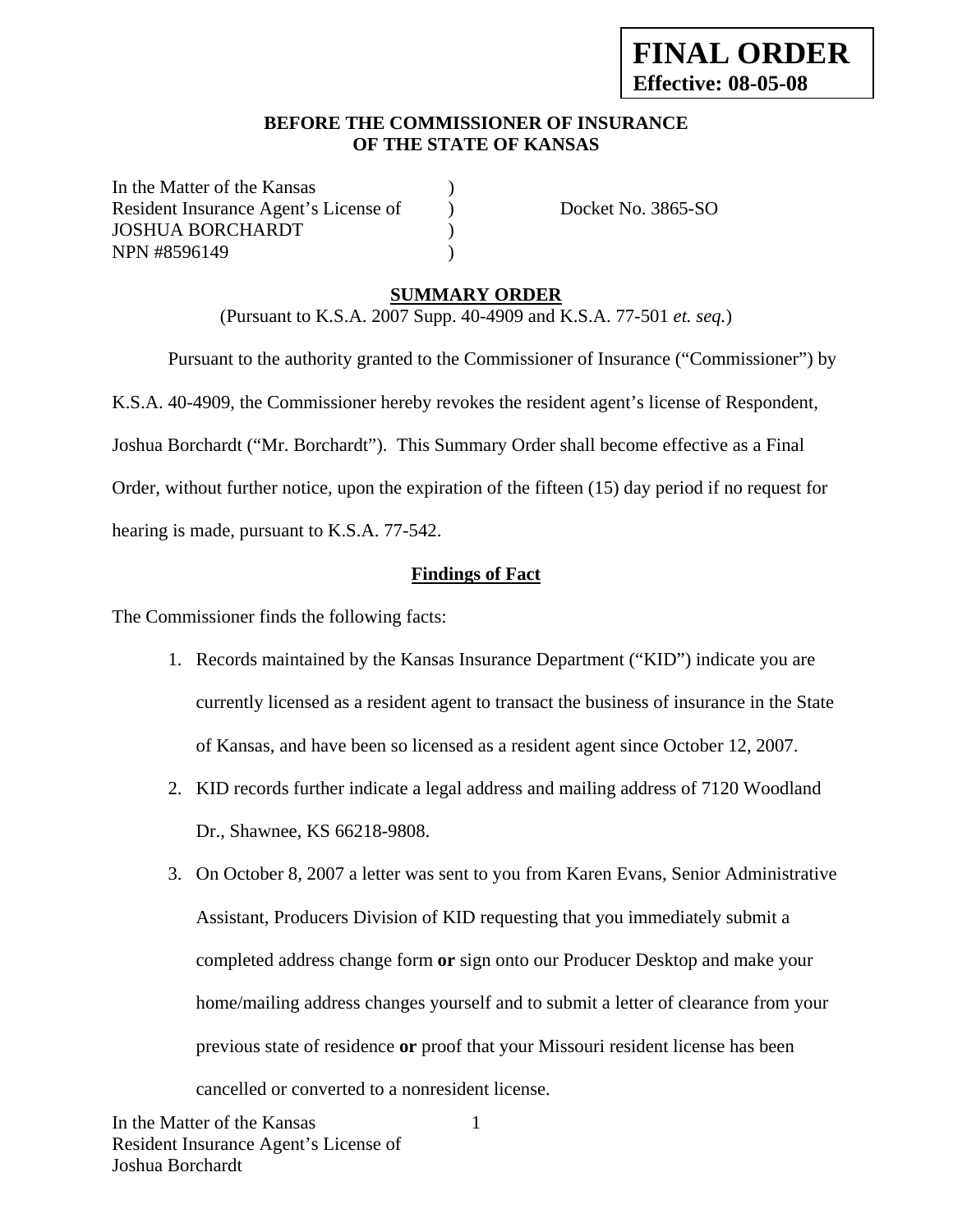**FINAL ORDER**
**Effective: 08-05-08**

**BEFORE THE COMMISSIONER OF INSURANCE**
**OF THE STATE OF KANSAS**

In the Matter of the Kansas )
Resident Insurance Agent's License of ) Docket No. 3865-SO
JOSHUA BORCHARDT )
NPN #8596149 )

## SUMMARY ORDER

(Pursuant to K.S.A. 2007 Supp. 40-4909 and K.S.A. 77-501 *et. seq.*)

Pursuant to the authority granted to the Commissioner of Insurance ("Commissioner") by K.S.A. 40-4909, the Commissioner hereby revokes the resident agent's license of Respondent, Joshua Borchardt ("Mr. Borchardt"). This Summary Order shall become effective as a Final Order, without further notice, upon the expiration of the fifteen (15) day period if no request for hearing is made, pursuant to K.S.A. 77-542.

### Findings of Fact

The Commissioner finds the following facts:

1. Records maintained by the Kansas Insurance Department ("KID") indicate you are currently licensed as a resident agent to transact the business of insurance in the State of Kansas, and have been so licensed as a resident agent since October 12, 2007.
2. KID records further indicate a legal address and mailing address of 7120 Woodland Dr., Shawnee, KS 66218-9808.
3. On October 8, 2007 a letter was sent to you from Karen Evans, Senior Administrative Assistant, Producers Division of KID requesting that you immediately submit a completed address change form **or** sign onto our Producer Desktop and make your home/mailing address changes yourself and to submit a letter of clearance from your previous state of residence **or** proof that your Missouri resident license has been cancelled or converted to a nonresident license.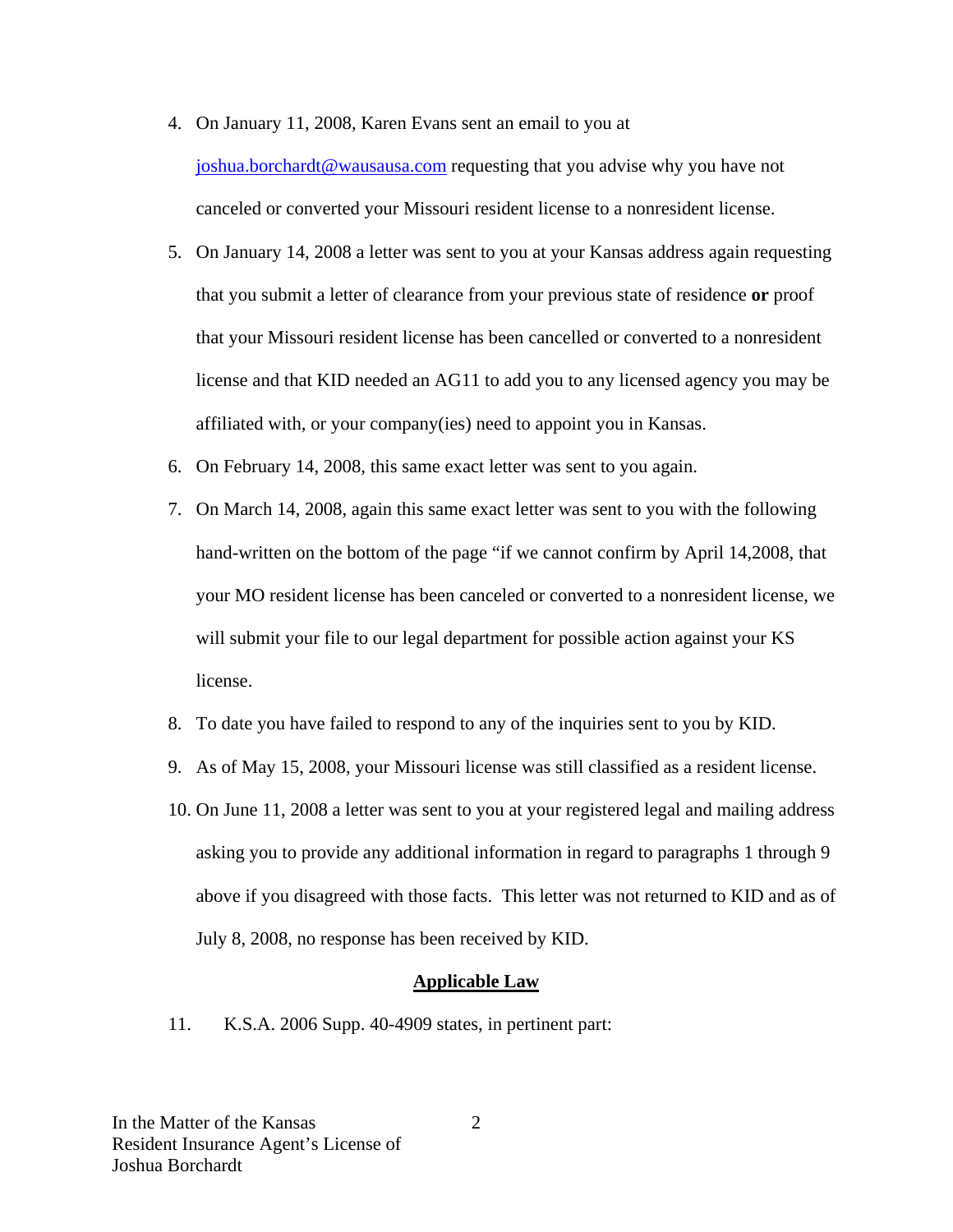4. On January 11, 2008, Karen Evans sent an email to you at joshua.borchardt@wausausa.com requesting that you advise why you have not canceled or converted your Missouri resident license to a nonresident license.
5. On January 14, 2008 a letter was sent to you at your Kansas address again requesting that you submit a letter of clearance from your previous state of residence **or** proof that your Missouri resident license has been cancelled or converted to a nonresident license and that KID needed an AG11 to add you to any licensed agency you may be affiliated with, or your company(ies) need to appoint you in Kansas.
6. On February 14, 2008, this same exact letter was sent to you again.
7. On March 14, 2008, again this same exact letter was sent to you with the following hand-written on the bottom of the page "if we cannot confirm by April 14,2008, that your MO resident license has been canceled or converted to a nonresident license, we will submit your file to our legal department for possible action against your KS license.
8. To date you have failed to respond to any of the inquiries sent to you by KID.
9. As of May 15, 2008, your Missouri license was still classified as a resident license.
10. On June 11, 2008 a letter was sent to you at your registered legal and mailing address asking you to provide any additional information in regard to paragraphs 1 through 9 above if you disagreed with those facts. This letter was not returned to KID and as of July 8, 2008, no response has been received by KID.

## Applicable Law

11. K.S.A. 2006 Supp. 40-4909 states, in pertinent part:

In the Matter of the Kansas Resident Insurance Agent's License of Joshua Borchardt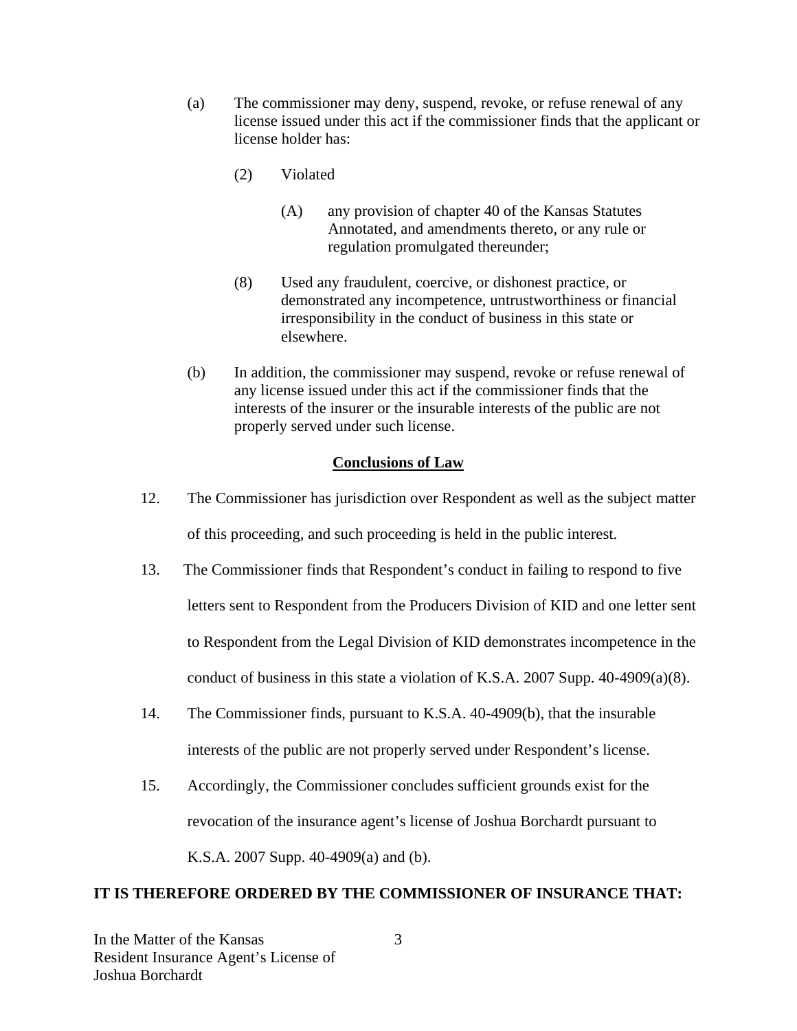(a) The commissioner may deny, suspend, revoke, or refuse renewal of any license issued under this act if the commissioner finds that the applicant or license holder has:

(2) Violated

(A) any provision of chapter 40 of the Kansas Statutes Annotated, and amendments thereto, or any rule or regulation promulgated thereunder;

(8) Used any fraudulent, coercive, or dishonest practice, or demonstrated any incompetence, untrustworthiness or financial irresponsibility in the conduct of business in this state or elsewhere.

(b) In addition, the commissioner may suspend, revoke or refuse renewal of any license issued under this act if the commissioner finds that the interests of the insurer or the insurable interests of the public are not properly served under such license.

**Conclusions of Law**

12. The Commissioner has jurisdiction over Respondent as well as the subject matter of this proceeding, and such proceeding is held in the public interest.

13. The Commissioner finds that Respondent's conduct in failing to respond to five letters sent to Respondent from the Producers Division of KID and one letter sent to Respondent from the Legal Division of KID demonstrates incompetence in the conduct of business in this state a violation of K.S.A. 2007 Supp. 40-4909(a)(8).

14. The Commissioner finds, pursuant to K.S.A. 40-4909(b), that the insurable interests of the public are not properly served under Respondent's license.

15. Accordingly, the Commissioner concludes sufficient grounds exist for the revocation of the insurance agent's license of Joshua Borchardt pursuant to K.S.A. 2007 Supp. 40-4909(a) and (b).

**IT IS THEREFORE ORDERED BY THE COMMISSIONER OF INSURANCE THAT:**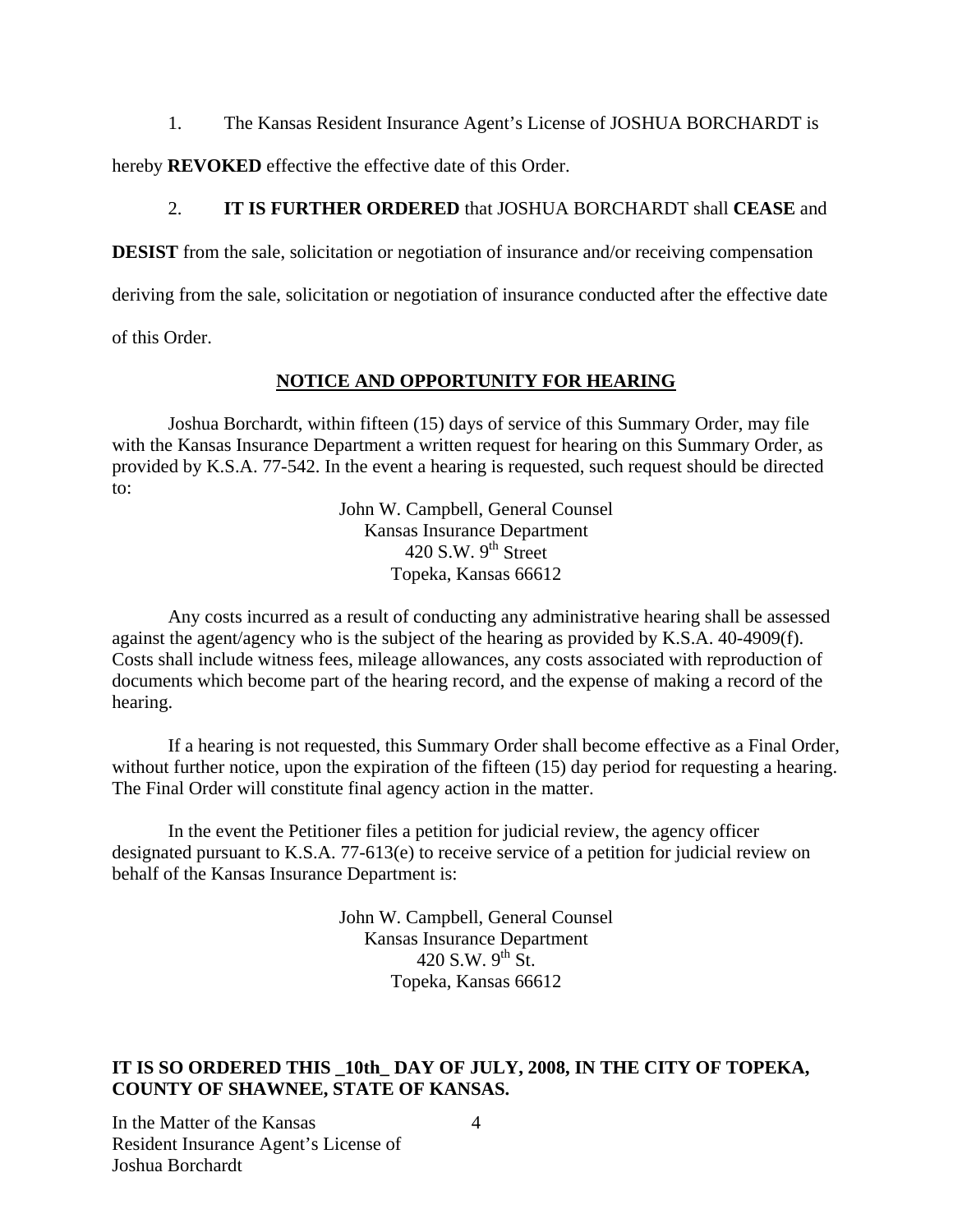1. The Kansas Resident Insurance Agent's License of JOSHUA BORCHARDT is hereby **REVOKED** effective the effective date of this Order.

2. **IT IS FURTHER ORDERED** that JOSHUA BORCHARDT shall **CEASE** and **DESIST** from the sale, solicitation or negotiation of insurance and/or receiving compensation deriving from the sale, solicitation or negotiation of insurance conducted after the effective date of this Order.

## NOTICE AND OPPORTUNITY FOR HEARING

Joshua Borchardt, within fifteen (15) days of service of this Summary Order, may file with the Kansas Insurance Department a written request for hearing on this Summary Order, as provided by K.S.A. 77-542. In the event a hearing is requested, such request should be directed to:

John W. Campbell, General Counsel
Kansas Insurance Department
420 S.W. 9th Street
Topeka, Kansas 66612

Any costs incurred as a result of conducting any administrative hearing shall be assessed against the agent/agency who is the subject of the hearing as provided by K.S.A. 40-4909(f). Costs shall include witness fees, mileage allowances, any costs associated with reproduction of documents which become part of the hearing record, and the expense of making a record of the hearing.

If a hearing is not requested, this Summary Order shall become effective as a Final Order, without further notice, upon the expiration of the fifteen (15) day period for requesting a hearing. The Final Order will constitute final agency action in the matter.

In the event the Petitioner files a petition for judicial review, the agency officer designated pursuant to K.S.A. 77-613(e) to receive service of a petition for judicial review on behalf of the Kansas Insurance Department is:

John W. Campbell, General Counsel
Kansas Insurance Department
420 S.W. 9th St.
Topeka, Kansas 66612

**IT IS SO ORDERED THIS _10th_ DAY OF JULY, 2008, IN THE CITY OF TOPEKA, COUNTY OF SHAWNEE, STATE OF KANSAS.**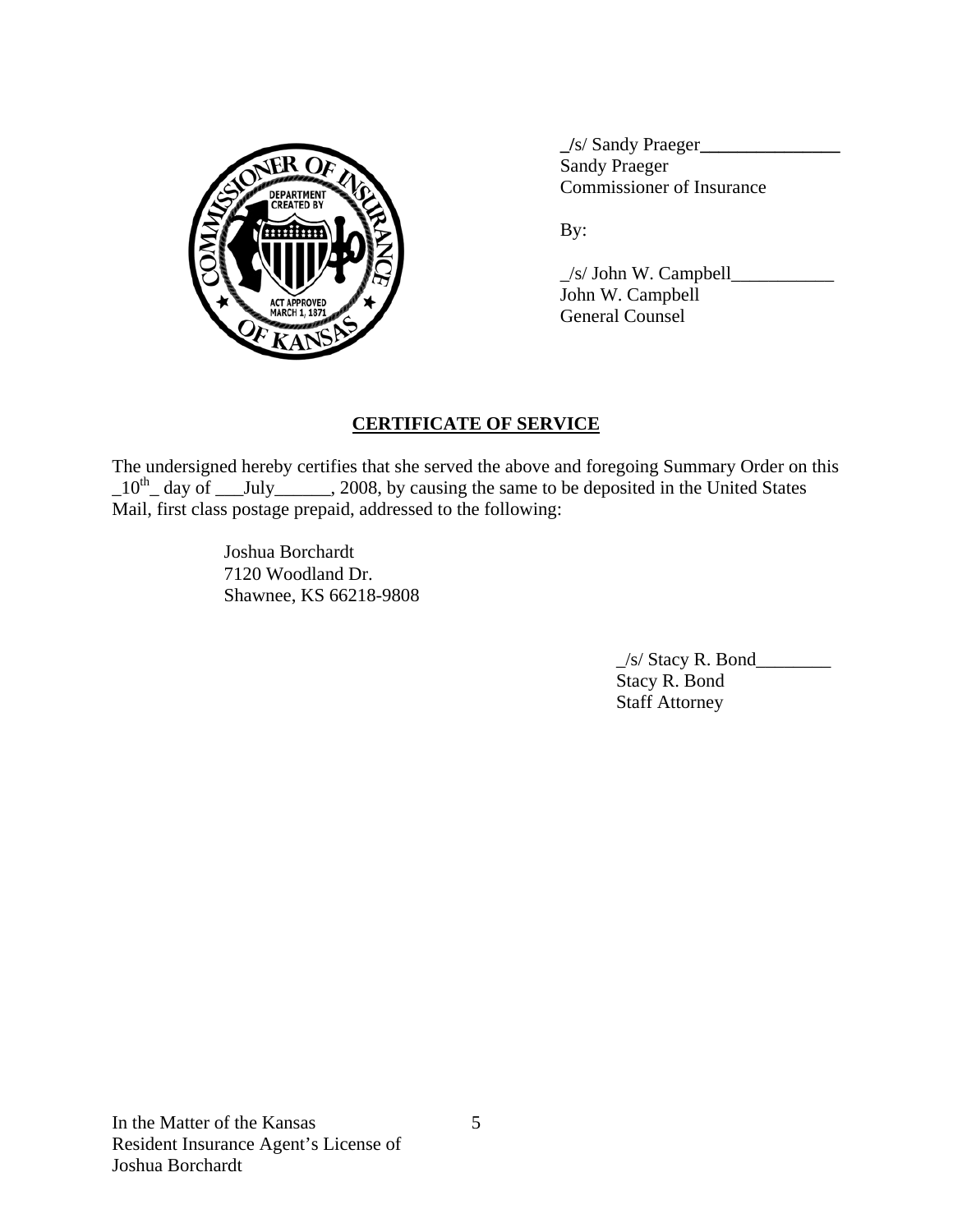_/s/ Sandy Praeger_______________
Sandy Praeger
Commissioner of Insurance

By:

_/s/ John W. Campbell___________
John W. Campbell
General Counsel

## **CERTIFICATE OF SERVICE**

The undersigned hereby certifies that she served the above and foregoing Summary Order on this _10th_ day of ___July______, 2008, by causing the same to be deposited in the United States Mail, first class postage prepaid, addressed to the following:

Joshua Borchardt
7120 Woodland Dr.
Shawnee, KS 66218-9808

_/s/ Stacy R. Bond________
Stacy R. Bond
Staff Attorney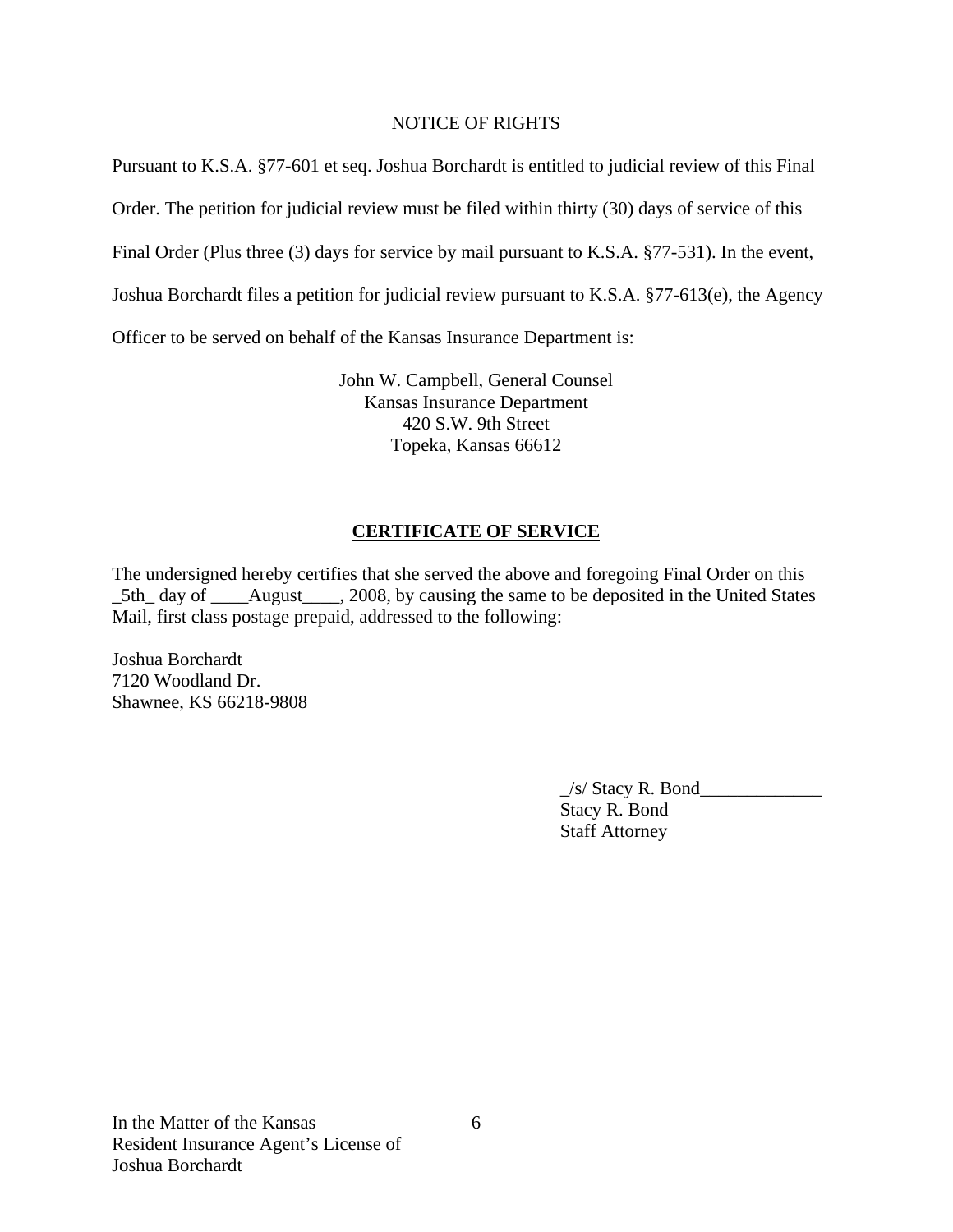NOTICE OF RIGHTS

Pursuant to K.S.A. §77-601 et seq. Joshua Borchardt is entitled to judicial review of this Final Order. The petition for judicial review must be filed within thirty (30) days of service of this Final Order (Plus three (3) days for service by mail pursuant to K.S.A. §77-531). In the event, Joshua Borchardt files a petition for judicial review pursuant to K.S.A. §77-613(e), the Agency Officer to be served on behalf of the Kansas Insurance Department is:

John W. Campbell, General Counsel  
Kansas Insurance Department  
420 S.W. 9th Street  
Topeka, Kansas 66612

**CERTIFICATE OF SERVICE**

The undersigned hereby certifies that she served the above and foregoing Final Order on this _5th_ day of ____August____, 2008, by causing the same to be deposited in the United States Mail, first class postage prepaid, addressed to the following:

Joshua Borchardt  
7120 Woodland Dr.  
Shawnee, KS 66218-9808

_/s/ Stacy R. Bond_____________  
Stacy R. Bond  
Staff Attorney